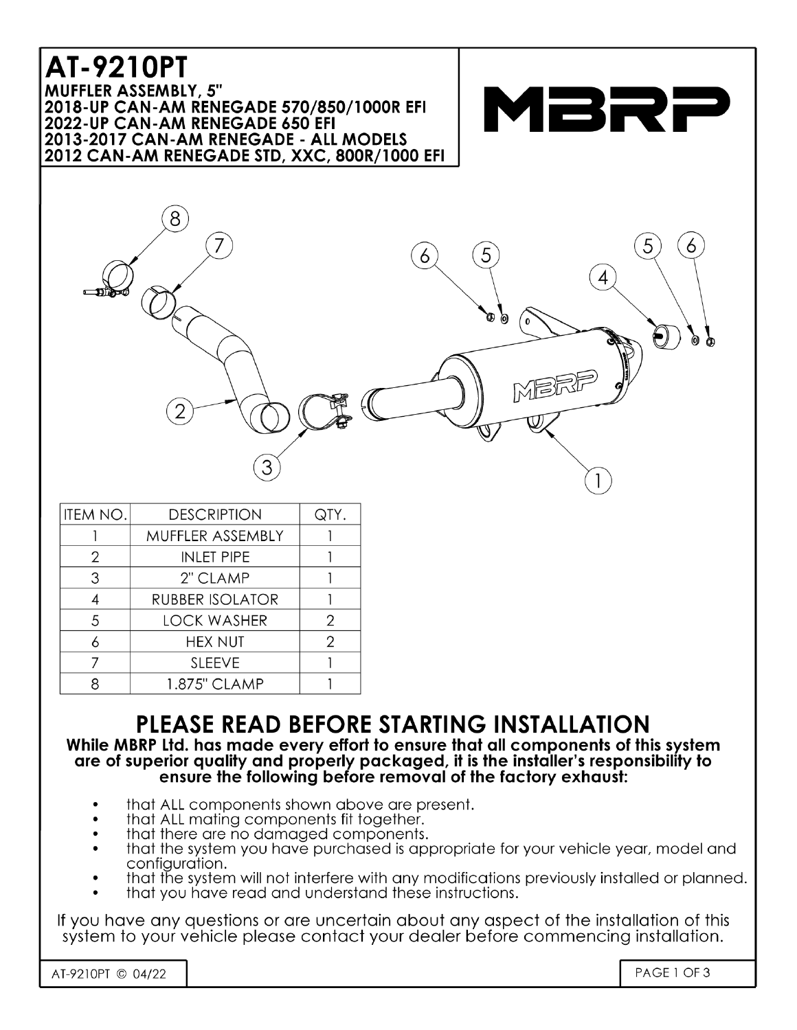# AT-9210PT

**MUFFLER ASSEMBLY, 5"**
**2018-UP CAN-AM RENEGADE 570/850/1000R EFI**
**2022-UP CAN-AM RENEGADE 650 EFI**
**2013-2017 CAN-AM RENEGADE - ALL MODELS**
**2012 CAN-AM RENEGADE STD, XXC, 800R/1000 EFI**

MBRP

| ITEM NO. | DESCRIPTION | QTY. |
|---|---|---|
| 1 | MUFFLER ASSEMBLY | 1 |
| 2 | INLET PIPE | 1 |
| 3 | 2" CLAMP | 1 |
| 4 | RUBBER ISOLATOR | 1 |
| 5 | LOCK WASHER | 2 |
| 6 | HEX NUT | 2 |
| 7 | SLEEVE | 1 |
| 8 | 1.875" CLAMP | 1 |

## PLEASE READ BEFORE STARTING INSTALLATION

**While MBRP Ltd. has made every effort to ensure that all components of this system are of superior quality and properly packaged, it is the installer's responsibility to ensure the following before removal of the factory exhaust:**

- that ALL components shown above are present.
- that ALL mating components fit together.
- that there are no damaged components.
- that the system you have purchased is appropriate for your vehicle year, model and configuration.
- that the system will not interfere with any modifications previously installed or planned.
- that you have read and understand these instructions.

If you have any questions or are uncertain about any aspect of the installation of this system to your vehicle please contact your dealer before commencing installation.

AT-9210PT © 04/22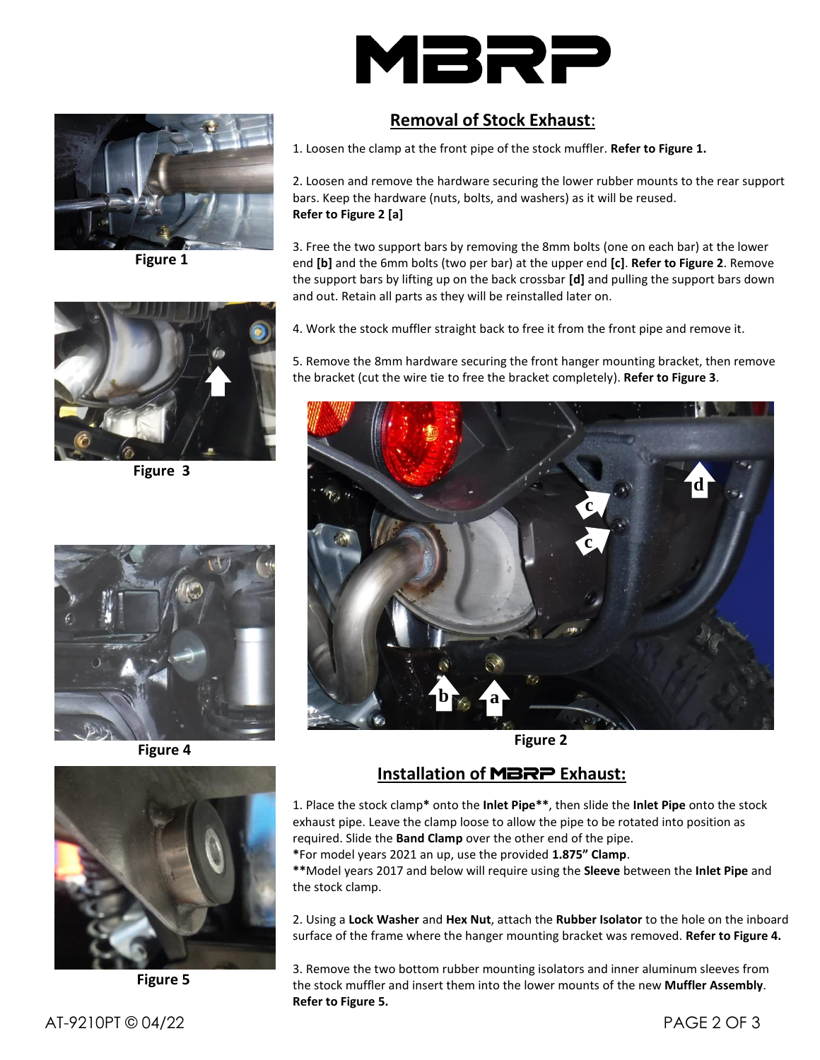## Removal of Stock Exhaust:

1. Loosen the clamp at the front pipe of the stock muffler. **Refer to Figure 1.**

2. Loosen and remove the hardware securing the lower rubber mounts to the rear support bars. Keep the hardware (nuts, bolts, and washers) as it will be reused.
**Refer to Figure 2 [a]**

3. Free the two support bars by removing the 8mm bolts (one on each bar) at the lower end **[b]** and the 6mm bolts (two per bar) at the upper end **[c]**. **Refer to Figure 2**. Remove the support bars by lifting up on the back crossbar **[d]** and pulling the support bars down and out. Retain all parts as they will be reinstalled later on.

4. Work the stock muffler straight back to free it from the front pipe and remove it.

5. Remove the 8mm hardware securing the front hanger mounting bracket, then remove the bracket (cut the wire tie to free the bracket completely). **Refer to Figure 3**.

Figure 1

Figure 3

Figure 2

Figure 4

Figure 5

## Installation of MBRP Exhaust:

1. Place the stock clamp* onto the **Inlet Pipe****, then slide the **Inlet Pipe** onto the stock exhaust pipe. Leave the clamp loose to allow the pipe to be rotated into position as required. Slide the **Band Clamp** over the other end of the pipe.
***For model years 2021 an up, use the provided **1.875" Clamp**.
****Model years 2017 and below will require using the **Sleeve** between the **Inlet Pipe** and the stock clamp.

2. Using a **Lock Washer** and **Hex Nut**, attach the **Rubber Isolator** to the hole on the inboard surface of the frame where the hanger mounting bracket was removed. **Refer to Figure 4.**

3. Remove the two bottom rubber mounting isolators and inner aluminum sleeves from the stock muffler and insert them into the lower mounts of the new **Muffler Assembly**. **Refer to Figure 5.**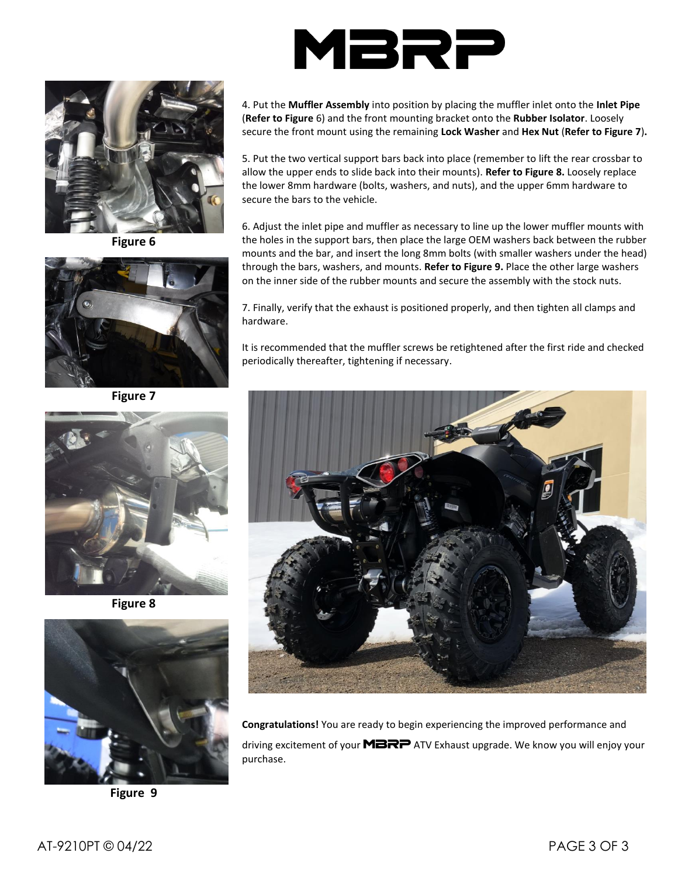Figure 6

Figure 7

Figure 8

Figure 9

4. Put the **Muffler Assembly** into position by placing the muffler inlet onto the **Inlet Pipe** (**Refer to Figure** 6) and the front mounting bracket onto the **Rubber Isolator**. Loosely secure the front mount using the remaining **Lock Washer** and **Hex Nut** (**Refer to Figure 7**).

5. Put the two vertical support bars back into place (remember to lift the rear crossbar to allow the upper ends to slide back into their mounts). **Refer to Figure 8.** Loosely replace the lower 8mm hardware (bolts, washers, and nuts), and the upper 6mm hardware to secure the bars to the vehicle.

6. Adjust the inlet pipe and muffler as necessary to line up the lower muffler mounts with the holes in the support bars, then place the large OEM washers back between the rubber mounts and the bar, and insert the long 8mm bolts (with smaller washers under the head) through the bars, washers, and mounts. **Refer to Figure 9.** Place the other large washers on the inner side of the rubber mounts and secure the assembly with the stock nuts.

7. Finally, verify that the exhaust is positioned properly, and then tighten all clamps and hardware.

It is recommended that the muffler screws be retightened after the first ride and checked periodically thereafter, tightening if necessary.

**Congratulations!** You are ready to begin experiencing the improved performance and driving excitement of your MBRP ATV Exhaust upgrade. We know you will enjoy your purchase.

AT-9210PT © 04/22